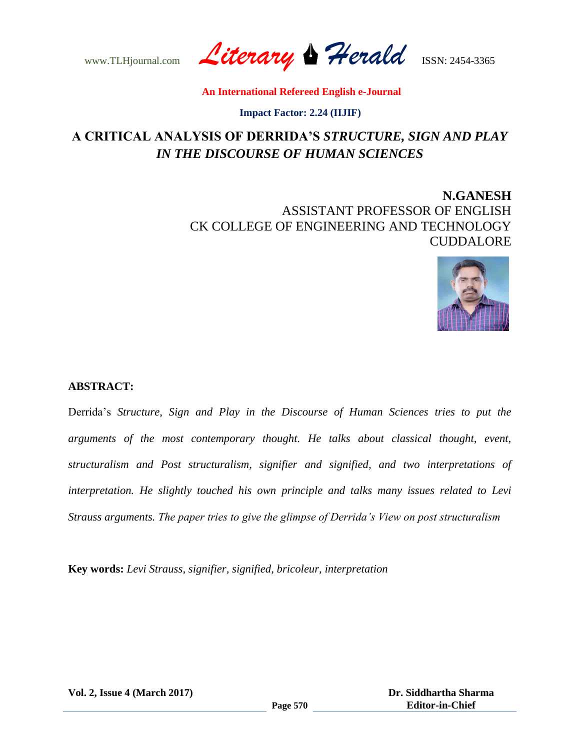# A CRITICAL ANALYSIS OF DERRIDA'S *STRUCTURE, SIGN AND PLAY IN THE DISCOURSE OF HUMAN SCIENCES*

**N.GANESH**
ASSISTANT PROFESSOR OF ENGLISH
CK COLLEGE OF ENGINEERING AND TECHNOLOGY
CUDDALORE

**ABSTRACT:**

Derrida's *Structure, Sign and Play in the Discourse of Human Sciences tries to put the arguments of the most contemporary thought. He talks about classical thought, event, structuralism and Post structuralism, signifier and signified, and two interpretations of interpretation. He slightly touched his own principle and talks many issues related to Levi Strauss arguments. The paper tries to give the glimpse of Derrida's View on post structuralism*

**Key words:** *Levi Strauss, signifier, signified, bricoleur, interpretation*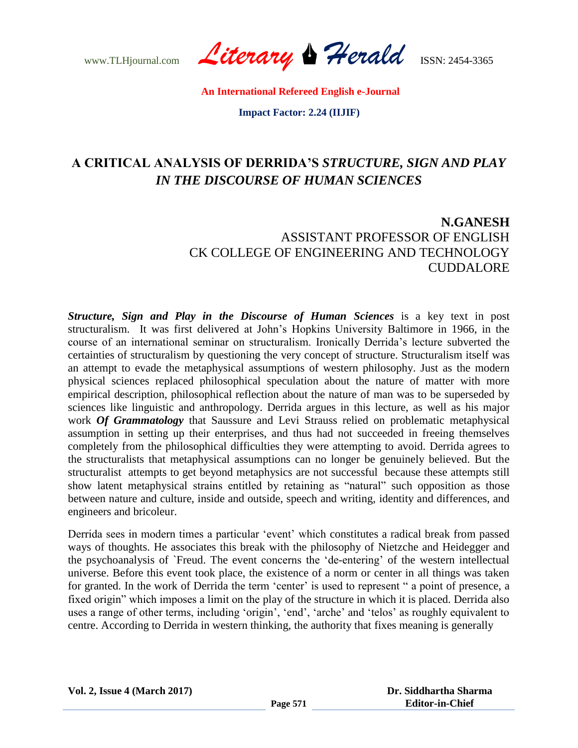# A CRITICAL ANALYSIS OF DERRIDA'S *STRUCTURE, SIGN AND PLAY IN THE DISCOURSE OF HUMAN SCIENCES*

**N.GANESH**
ASSISTANT PROFESSOR OF ENGLISH
CK COLLEGE OF ENGINEERING AND TECHNOLOGY
CUDDALORE

***Structure, Sign and Play in the Discourse of Human Sciences*** is a key text in post structuralism. It was first delivered at John's Hopkins University Baltimore in 1966, in the course of an international seminar on structuralism. Ironically Derrida's lecture subverted the certainties of structuralism by questioning the very concept of structure. Structuralism itself was an attempt to evade the metaphysical assumptions of western philosophy. Just as the modern physical sciences replaced philosophical speculation about the nature of matter with more empirical description, philosophical reflection about the nature of man was to be superseded by sciences like linguistic and anthropology. Derrida argues in this lecture, as well as his major work ***Of Grammatology*** that Saussure and Levi Strauss relied on problematic metaphysical assumption in setting up their enterprises, and thus had not succeeded in freeing themselves completely from the philosophical difficulties they were attempting to avoid. Derrida agrees to the structuralists that metaphysical assumptions can no longer be genuinely believed. But the structuralist attempts to get beyond metaphysics are not successful because these attempts still show latent metaphysical strains entitled by retaining as "natural" such opposition as those between nature and culture, inside and outside, speech and writing, identity and differences, and engineers and bricoleur.

Derrida sees in modern times a particular 'event' which constitutes a radical break from passed ways of thoughts. He associates this break with the philosophy of Nietzche and Heidegger and the psychoanalysis of `Freud. The event concerns the 'de-entering' of the western intellectual universe. Before this event took place, the existence of a norm or center in all things was taken for granted. In the work of Derrida the term 'center' is used to represent " a point of presence, a fixed origin" which imposes a limit on the play of the structure in which it is placed. Derrida also uses a range of other terms, including 'origin', 'end', 'arche' and 'telos' as roughly equivalent to centre. According to Derrida in western thinking, the authority that fixes meaning is generally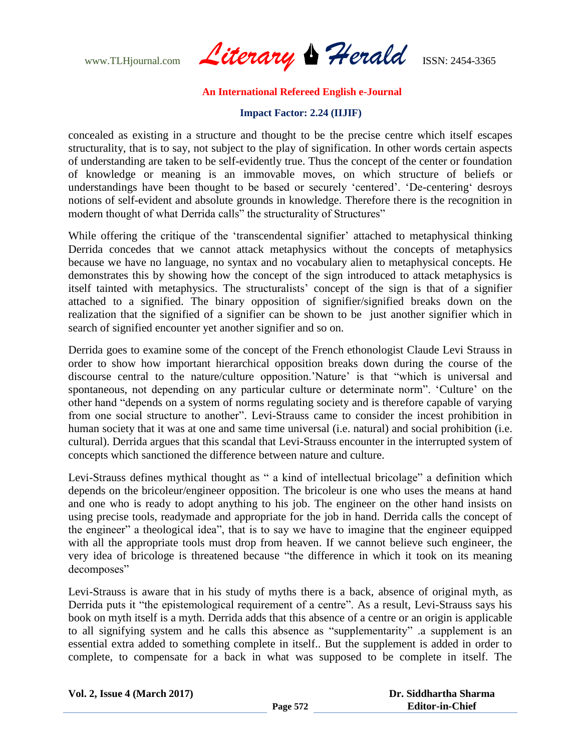concealed as existing in a structure and thought to be the precise centre which itself escapes structurality, that is to say, not subject to the play of signification. In other words certain aspects of understanding are taken to be self-evidently true. Thus the concept of the center or foundation of knowledge or meaning is an immovable moves, on which structure of beliefs or understandings have been thought to be based or securely 'centered'. 'De-centering' desroys notions of self-evident and absolute grounds in knowledge. Therefore there is the recognition in modern thought of what Derrida calls" the structurality of Structures"

While offering the critique of the 'transcendental signifier' attached to metaphysical thinking Derrida concedes that we cannot attack metaphysics without the concepts of metaphysics because we have no language, no syntax and no vocabulary alien to metaphysical concepts. He demonstrates this by showing how the concept of the sign introduced to attack metaphysics is itself tainted with metaphysics. The structuralists' concept of the sign is that of a signifier attached to a signified. The binary opposition of signifier/signified breaks down on the realization that the signified of a signifier can be shown to be just another signifier which in search of signified encounter yet another signifier and so on.

Derrida goes to examine some of the concept of the French ethonologist Claude Levi Strauss in order to show how important hierarchical opposition breaks down during the course of the discourse central to the nature/culture opposition.'Nature' is that "which is universal and spontaneous, not depending on any particular culture or determinate norm". 'Culture' on the other hand "depends on a system of norms regulating society and is therefore capable of varying from one social structure to another". Levi-Strauss came to consider the incest prohibition in human society that it was at one and same time universal (i.e. natural) and social prohibition (i.e. cultural). Derrida argues that this scandal that Levi-Strauss encounter in the interrupted system of concepts which sanctioned the difference between nature and culture.

Levi-Strauss defines mythical thought as " a kind of intellectual bricolage" a definition which depends on the bricoleur/engineer opposition. The bricoleur is one who uses the means at hand and one who is ready to adopt anything to his job. The engineer on the other hand insists on using precise tools, readymade and appropriate for the job in hand. Derrida calls the concept of the engineer" a theological idea", that is to say we have to imagine that the engineer equipped with all the appropriate tools must drop from heaven. If we cannot believe such engineer, the very idea of bricologe is threatened because "the difference in which it took on its meaning decomposes"

Levi-Strauss is aware that in his study of myths there is a back, absence of original myth, as Derrida puts it "the epistemological requirement of a centre". As a result, Levi-Strauss says his book on myth itself is a myth. Derrida adds that this absence of a centre or an origin is applicable to all signifying system and he calls this absence as "supplementarity" .a supplement is an essential extra added to something complete in itself.. But the supplement is added in order to complete, to compensate for a back in what was supposed to be complete in itself. The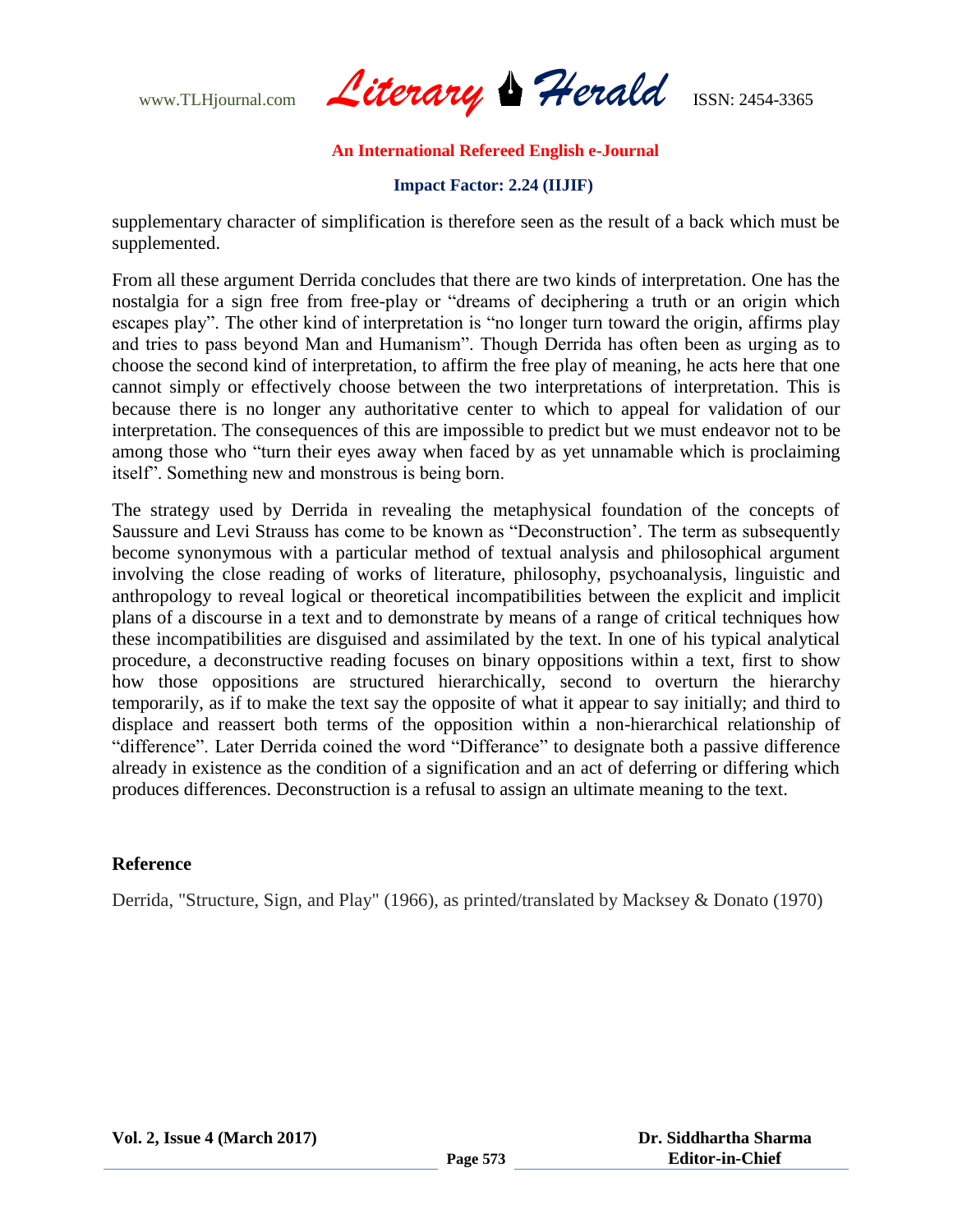supplementary character of simplification is therefore seen as the result of a back which must be supplemented.

From all these argument Derrida concludes that there are two kinds of interpretation. One has the nostalgia for a sign free from free-play or "dreams of deciphering a truth or an origin which escapes play". The other kind of interpretation is "no longer turn toward the origin, affirms play and tries to pass beyond Man and Humanism". Though Derrida has often been as urging as to choose the second kind of interpretation, to affirm the free play of meaning, he acts here that one cannot simply or effectively choose between the two interpretations of interpretation. This is because there is no longer any authoritative center to which to appeal for validation of our interpretation. The consequences of this are impossible to predict but we must endeavor not to be among those who "turn their eyes away when faced by as yet unnamable which is proclaiming itself". Something new and monstrous is being born.

The strategy used by Derrida in revealing the metaphysical foundation of the concepts of Saussure and Levi Strauss has come to be known as "Deconstruction'. The term as subsequently become synonymous with a particular method of textual analysis and philosophical argument involving the close reading of works of literature, philosophy, psychoanalysis, linguistic and anthropology to reveal logical or theoretical incompatibilities between the explicit and implicit plans of a discourse in a text and to demonstrate by means of a range of critical techniques how these incompatibilities are disguised and assimilated by the text. In one of his typical analytical procedure, a deconstructive reading focuses on binary oppositions within a text, first to show how those oppositions are structured hierarchically, second to overturn the hierarchy temporarily, as if to make the text say the opposite of what it appear to say initially; and third to displace and reassert both terms of the opposition within a non-hierarchical relationship of "difference". Later Derrida coined the word "Differance" to designate both a passive difference already in existence as the condition of a signification and an act of deferring or differing which produces differences. Deconstruction is a refusal to assign an ultimate meaning to the text.

**Reference**

Derrida, "Structure, Sign, and Play" (1966), as printed/translated by Macksey & Donato (1970)